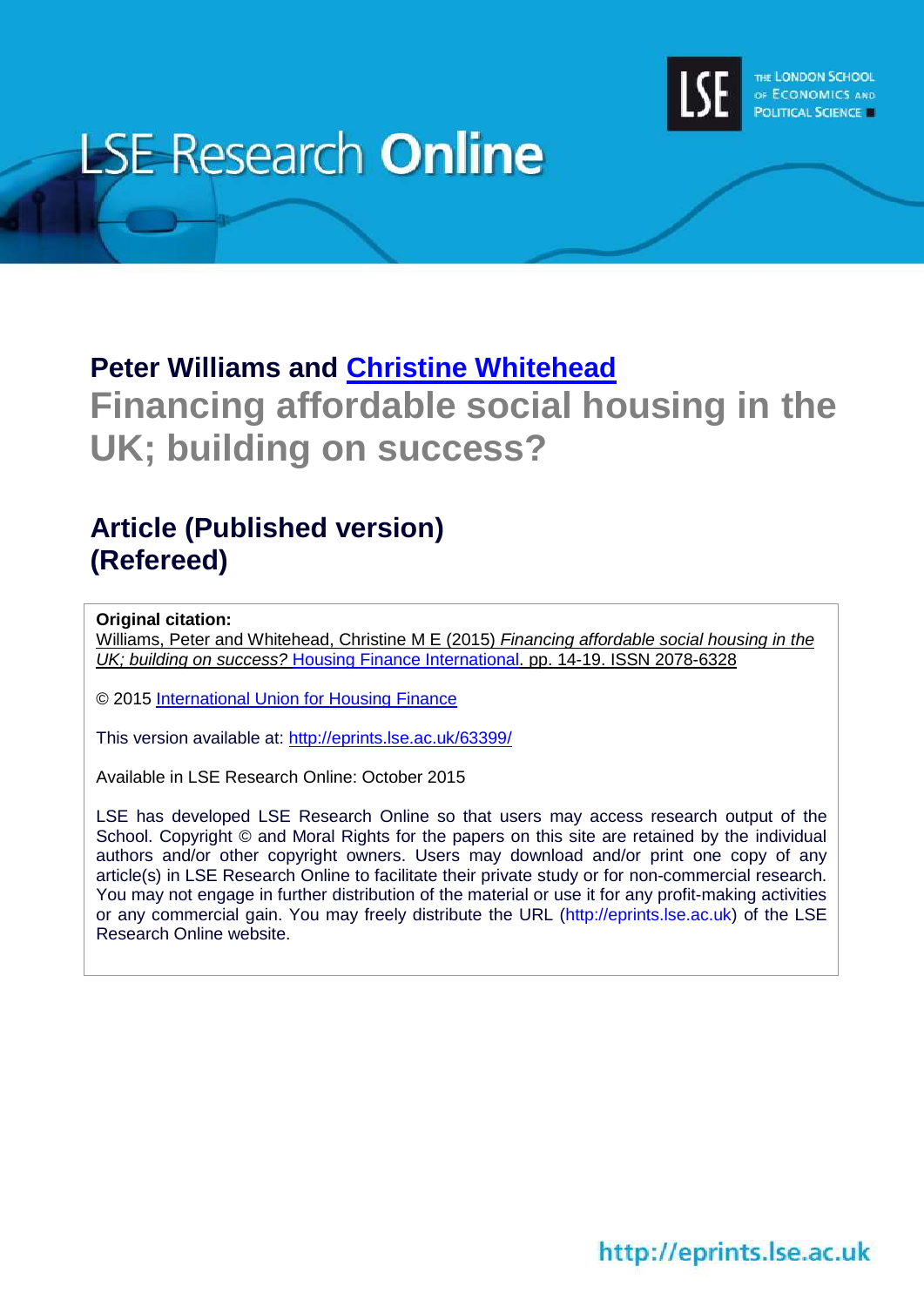# LSE Research Online

THE LONDON SCHOOL OF ECONOMICS AND POLITICAL SCIENCE

## Peter Williams and Christine Whitehead

# Financing affordable social housing in the UK; building on success?

## Article (Published version)
## (Refereed)

**Original citation:**
Williams, Peter and Whitehead, Christine M E (2015) *Financing affordable social housing in the UK; building on success?* Housing Finance International. pp. 14-19. ISSN 2078-6328

© 2015 International Union for Housing Finance

This version available at: http://eprints.lse.ac.uk/63399/

Available in LSE Research Online: October 2015

LSE has developed LSE Research Online so that users may access research output of the School. Copyright © and Moral Rights for the papers on this site are retained by the individual authors and/or other copyright owners. Users may download and/or print one copy of any article(s) in LSE Research Online to facilitate their private study or for non-commercial research. You may not engage in further distribution of the material or use it for any profit-making activities or any commercial gain. You may freely distribute the URL (http://eprints.lse.ac.uk) of the LSE Research Online website.

http://eprints.lse.ac.uk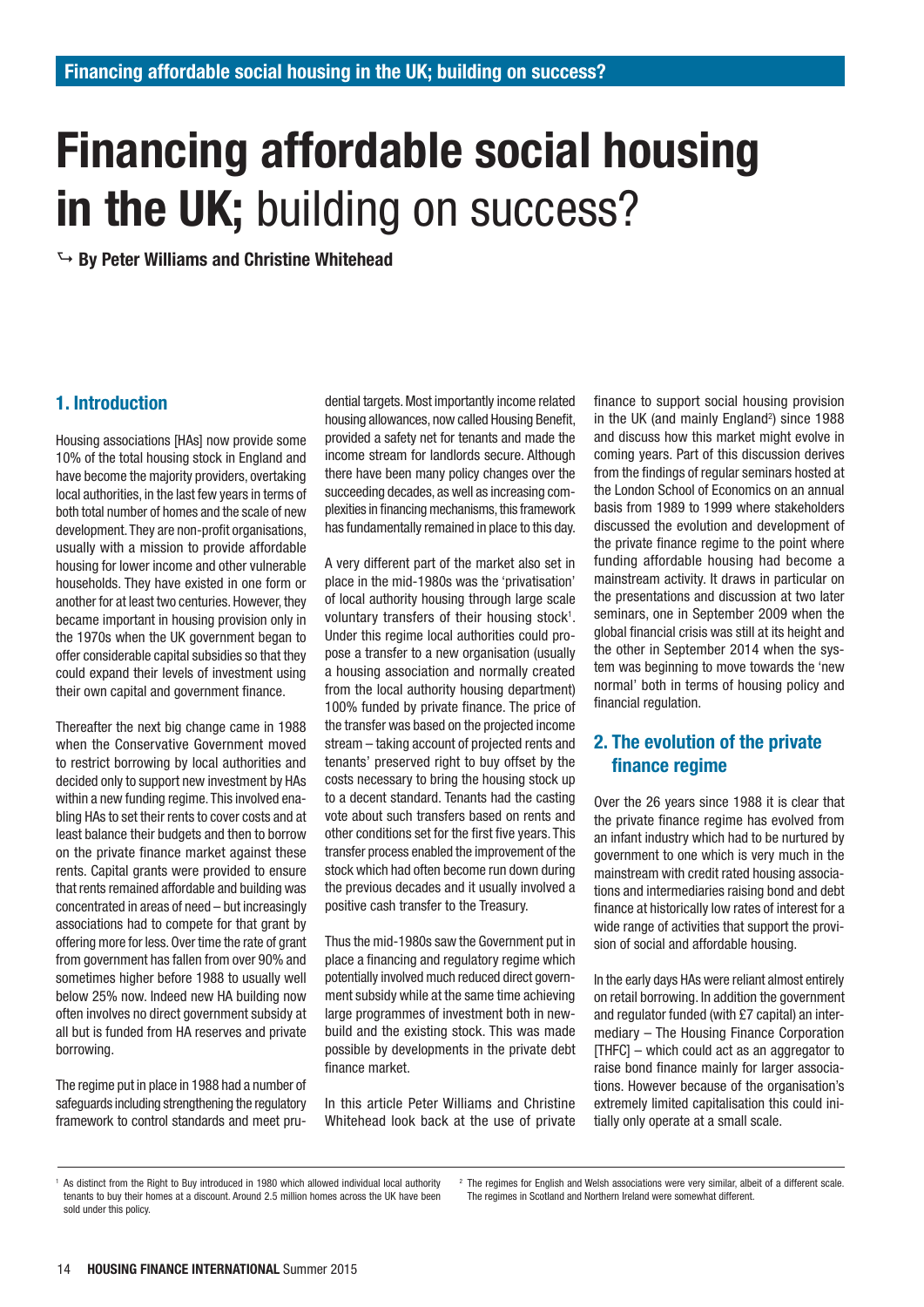# Financing affordable social housing in the UK; building on success?

By Peter Williams and Christine Whitehead

## 1. Introduction

Housing associations [HAs] now provide some 10% of the total housing stock in England and have become the majority providers, overtaking local authorities, in the last few years in terms of both total number of homes and the scale of new development. They are non-profit organisations, usually with a mission to provide affordable housing for lower income and other vulnerable households. They have existed in one form or another for at least two centuries. However, they became important in housing provision only in the 1970s when the UK government began to offer considerable capital subsidies so that they could expand their levels of investment using their own capital and government finance.

Thereafter the next big change came in 1988 when the Conservative Government moved to restrict borrowing by local authorities and decided only to support new investment by HAs within a new funding regime. This involved enabling HAs to set their rents to cover costs and at least balance their budgets and then to borrow on the private finance market against these rents. Capital grants were provided to ensure that rents remained affordable and building was concentrated in areas of need – but increasingly associations had to compete for that grant by offering more for less. Over time the rate of grant from government has fallen from over 90% and sometimes higher before 1988 to usually well below 25% now. Indeed new HA building now often involves no direct government subsidy at all but is funded from HA reserves and private borrowing.

The regime put in place in 1988 had a number of safeguards including strengthening the regulatory framework to control standards and meet prudential targets. Most importantly income related housing allowances, now called Housing Benefit, provided a safety net for tenants and made the income stream for landlords secure. Although there have been many policy changes over the succeeding decades, as well as increasing complexities in financing mechanisms, this framework has fundamentally remained in place to this day.

A very different part of the market also set in place in the mid-1980s was the 'privatisation' of local authority housing through large scale voluntary transfers of their housing stock[1]. Under this regime local authorities could propose a transfer to a new organisation (usually a housing association and normally created from the local authority housing department) 100% funded by private finance. The price of the transfer was based on the projected income stream – taking account of projected rents and tenants' preserved right to buy offset by the costs necessary to bring the housing stock up to a decent standard. Tenants had the casting vote about such transfers based on rents and other conditions set for the first five years. This transfer process enabled the improvement of the stock which had often become run down during the previous decades and it usually involved a positive cash transfer to the Treasury.

Thus the mid-1980s saw the Government put in place a financing and regulatory regime which potentially involved much reduced direct government subsidy while at the same time achieving large programmes of investment both in new-build and the existing stock. This was made possible by developments in the private debt finance market.

In this article Peter Williams and Christine Whitehead look back at the use of private finance to support social housing provision in the UK (and mainly England[2]) since 1988 and discuss how this market might evolve in coming years. Part of this discussion derives from the findings of regular seminars hosted at the London School of Economics on an annual basis from 1989 to 1999 where stakeholders discussed the evolution and development of the private finance regime to the point where funding affordable housing had become a mainstream activity. It draws in particular on the presentations and discussion at two later seminars, one in September 2009 when the global financial crisis was still at its height and the other in September 2014 when the system was beginning to move towards the 'new normal' both in terms of housing policy and financial regulation.

## 2. The evolution of the private finance regime

Over the 26 years since 1988 it is clear that the private finance regime has evolved from an infant industry which had to be nurtured by government to one which is very much in the mainstream with credit rated housing associations and intermediaries raising bond and debt finance at historically low rates of interest for a wide range of activities that support the provision of social and affordable housing.

In the early days HAs were reliant almost entirely on retail borrowing. In addition the government and regulator funded (with £7 capital) an intermediary – The Housing Finance Corporation [THFC] – which could act as an aggregator to raise bond finance mainly for larger associations. However because of the organisation's extremely limited capitalisation this could initially only operate at a small scale.

---

[1] As distinct from the Right to Buy introduced in 1980 which allowed individual local authority tenants to buy their homes at a discount. Around 2.5 million homes across the UK have been sold under this policy.

[2] The regimes for English and Welsh associations were very similar, albeit of a different scale. The regimes in Scotland and Northern Ireland were somewhat different.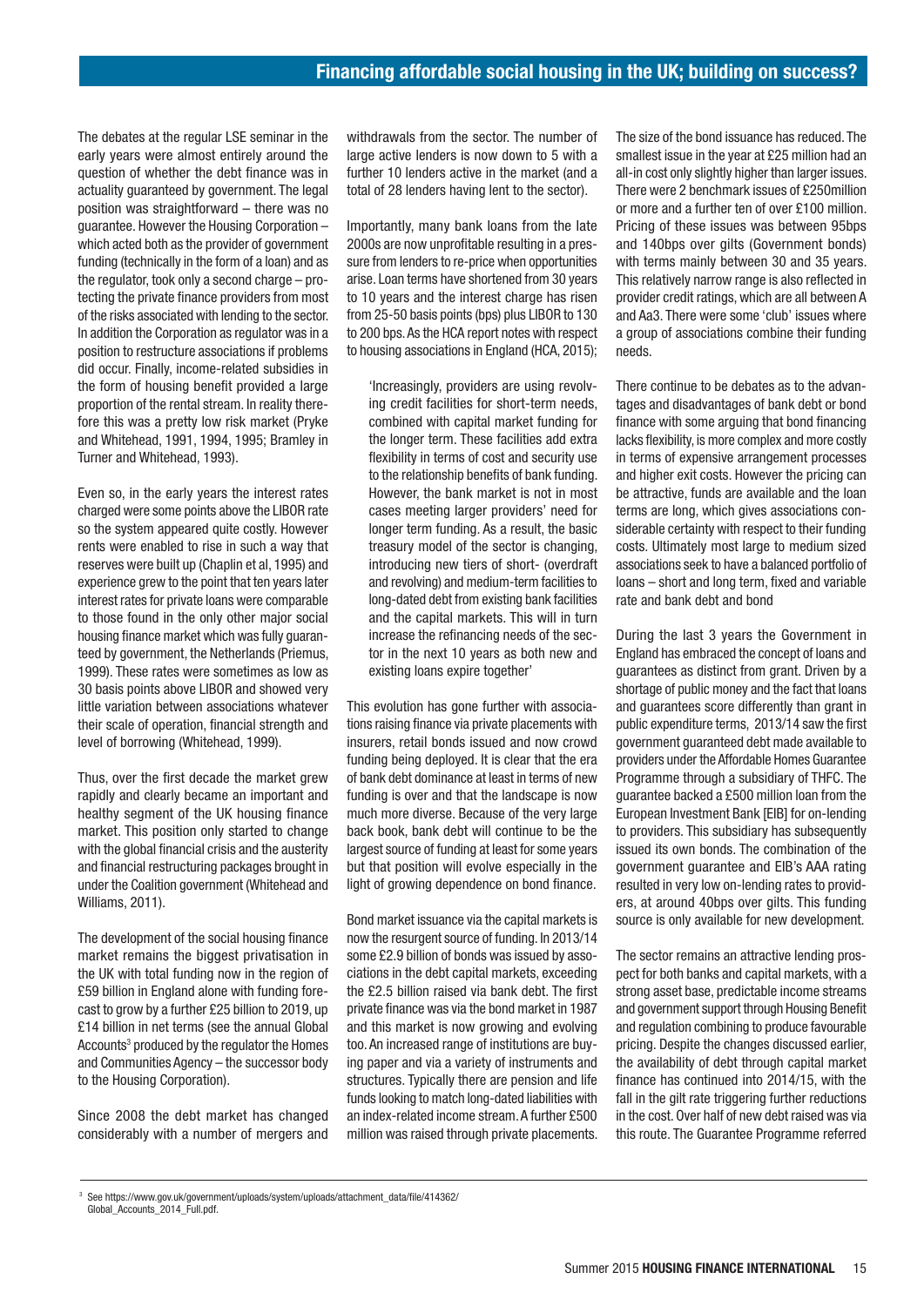The debates at the regular LSE seminar in the early years were almost entirely around the question of whether the debt finance was in actuality guaranteed by government. The legal position was straightforward – there was no guarantee. However the Housing Corporation – which acted both as the provider of government funding (technically in the form of a loan) and as the regulator, took only a second charge – protecting the private finance providers from most of the risks associated with lending to the sector. In addition the Corporation as regulator was in a position to restructure associations if problems did occur. Finally, income-related subsidies in the form of housing benefit provided a large proportion of the rental stream. In reality therefore this was a pretty low risk market (Pryke and Whitehead, 1991, 1994, 1995; Bramley in Turner and Whitehead, 1993).

Even so, in the early years the interest rates charged were some points above the LIBOR rate so the system appeared quite costly. However rents were enabled to rise in such a way that reserves were built up (Chaplin et al, 1995) and experience grew to the point that ten years later interest rates for private loans were comparable to those found in the only other major social housing finance market which was fully guaranteed by government, the Netherlands (Priemus, 1999). These rates were sometimes as low as 30 basis points above LIBOR and showed very little variation between associations whatever their scale of operation, financial strength and level of borrowing (Whitehead, 1999).

Thus, over the first decade the market grew rapidly and clearly became an important and healthy segment of the UK housing finance market. This position only started to change with the global financial crisis and the austerity and financial restructuring packages brought in under the Coalition government (Whitehead and Williams, 2011).

The development of the social housing finance market remains the biggest privatisation in the UK with total funding now in the region of £59 billion in England alone with funding forecast to grow by a further £25 billion to 2019, up £14 billion in net terms (see the annual Global Accounts[3] produced by the regulator the Homes and Communities Agency – the successor body to the Housing Corporation).

Since 2008 the debt market has changed considerably with a number of mergers and withdrawals from the sector. The number of large active lenders is now down to 5 with a further 10 lenders active in the market (and a total of 28 lenders having lent to the sector).

Importantly, many bank loans from the late 2000s are now unprofitable resulting in a pressure from lenders to re-price when opportunities arise. Loan terms have shortened from 30 years to 10 years and the interest charge has risen from 25-50 basis points (bps) plus LIBOR to 130 to 200 bps. As the HCA report notes with respect to housing associations in England (HCA, 2015);

> 'Increasingly, providers are using revolving credit facilities for short-term needs, combined with capital market funding for the longer term. These facilities add extra flexibility in terms of cost and security use to the relationship benefits of bank funding. However, the bank market is not in most cases meeting larger providers' need for longer term funding. As a result, the basic treasury model of the sector is changing, introducing new tiers of short- (overdraft and revolving) and medium-term facilities to long-dated debt from existing bank facilities and the capital markets. This will in turn increase the refinancing needs of the sector in the next 10 years as both new and existing loans expire together'

This evolution has gone further with associations raising finance via private placements with insurers, retail bonds issued and now crowd funding being deployed. It is clear that the era of bank debt dominance at least in terms of new funding is over and that the landscape is now much more diverse. Because of the very large back book, bank debt will continue to be the largest source of funding at least for some years but that position will evolve especially in the light of growing dependence on bond finance.

Bond market issuance via the capital markets is now the resurgent source of funding. In 2013/14 some £2.9 billion of bonds was issued by associations in the debt capital markets, exceeding the £2.5 billion raised via bank debt. The first private finance was via the bond market in 1987 and this market is now growing and evolving too. An increased range of institutions are buying paper and via a variety of instruments and structures. Typically there are pension and life funds looking to match long-dated liabilities with an index-related income stream. A further £500 million was raised through private placements. The size of the bond issuance has reduced. The smallest issue in the year at £25 million had an all-in cost only slightly higher than larger issues. There were 2 benchmark issues of £250million or more and a further ten of over £100 million. Pricing of these issues was between 95bps and 140bps over gilts (Government bonds) with terms mainly between 30 and 35 years. This relatively narrow range is also reflected in provider credit ratings, which are all between A and Aa3. There were some 'club' issues where a group of associations combine their funding needs.

There continue to be debates as to the advantages and disadvantages of bank debt or bond finance with some arguing that bond financing lacks flexibility, is more complex and more costly in terms of expensive arrangement processes and higher exit costs. However the pricing can be attractive, funds are available and the loan terms are long, which gives associations considerable certainty with respect to their funding costs. Ultimately most large to medium sized associations seek to have a balanced portfolio of loans – short and long term, fixed and variable rate and bank debt and bond

During the last 3 years the Government in England has embraced the concept of loans and guarantees as distinct from grant. Driven by a shortage of public money and the fact that loans and guarantees score differently than grant in public expenditure terms, 2013/14 saw the first government guaranteed debt made available to providers under the Affordable Homes Guarantee Programme through a subsidiary of THFC. The guarantee backed a £500 million loan from the European Investment Bank [EIB] for on-lending to providers. This subsidiary has subsequently issued its own bonds. The combination of the government guarantee and EIB's AAA rating resulted in very low on-lending rates to providers, at around 40bps over gilts. This funding source is only available for new development.

The sector remains an attractive lending prospect for both banks and capital markets, with a strong asset base, predictable income streams and government support through Housing Benefit and regulation combining to produce favourable pricing. Despite the changes discussed earlier, the availability of debt through capital market finance has continued into 2014/15, with the fall in the gilt rate triggering further reductions in the cost. Over half of new debt raised was via this route. The Guarantee Programme referred

[3] See https://www.gov.uk/government/uploads/system/uploads/attachment_data/file/414362/Global_Accounts_2014_Full.pdf.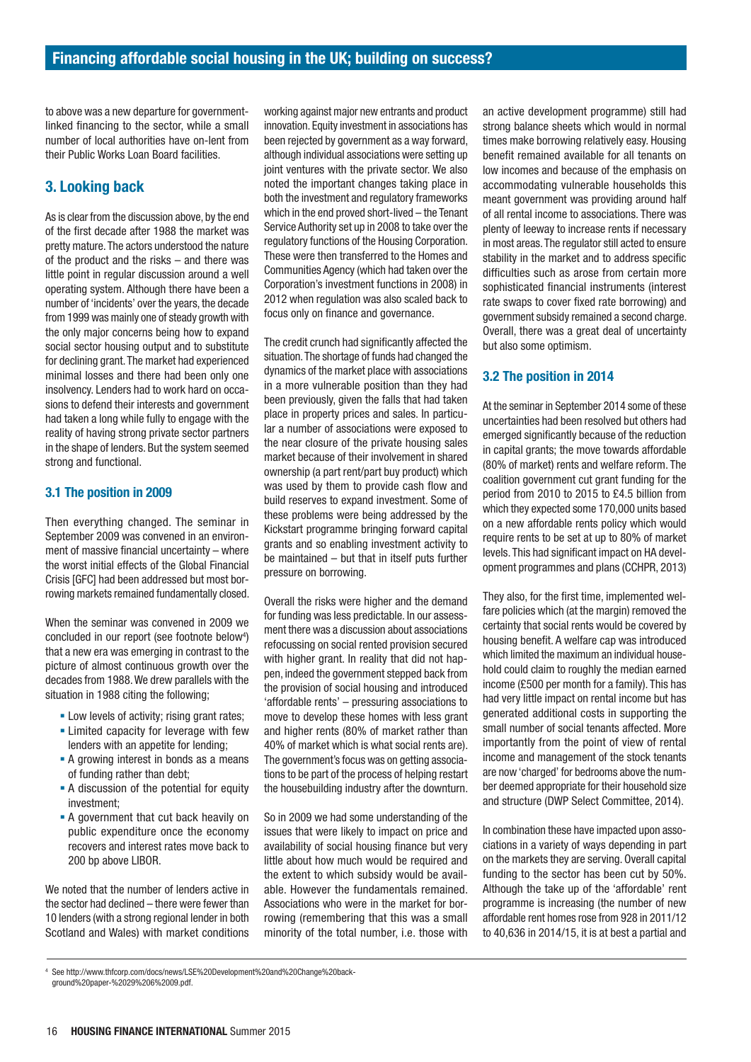to above was a new departure for government-linked financing to the sector, while a small number of local authorities have on-lent from their Public Works Loan Board facilities.

## 3. Looking back

As is clear from the discussion above, by the end of the first decade after 1988 the market was pretty mature. The actors understood the nature of the product and the risks – and there was little point in regular discussion around a well operating system. Although there have been a number of 'incidents' over the years, the decade from 1999 was mainly one of steady growth with the only major concerns being how to expand social sector housing output and to substitute for declining grant. The market had experienced minimal losses and there had been only one insolvency. Lenders had to work hard on occasions to defend their interests and government had taken a long while fully to engage with the reality of having strong private sector partners in the shape of lenders. But the system seemed strong and functional.

### 3.1 The position in 2009

Then everything changed. The seminar in September 2009 was convened in an environment of massive financial uncertainty – where the worst initial effects of the Global Financial Crisis [GFC] had been addressed but most borrowing markets remained fundamentally closed.

When the seminar was convened in 2009 we concluded in our report (see footnote below[4]) that a new era was emerging in contrast to the picture of almost continuous growth over the decades from 1988. We drew parallels with the situation in 1988 citing the following;

- Low levels of activity; rising grant rates;
- Limited capacity for leverage with few lenders with an appetite for lending;
- A growing interest in bonds as a means of funding rather than debt;
- A discussion of the potential for equity investment;
- A government that cut back heavily on public expenditure once the economy recovers and interest rates move back to 200 bp above LIBOR.

We noted that the number of lenders active in the sector had declined – there were fewer than 10 lenders (with a strong regional lender in both Scotland and Wales) with market conditions working against major new entrants and product innovation. Equity investment in associations has been rejected by government as a way forward, although individual associations were setting up joint ventures with the private sector. We also noted the important changes taking place in both the investment and regulatory frameworks which in the end proved short-lived – the Tenant Service Authority set up in 2008 to take over the regulatory functions of the Housing Corporation. These were then transferred to the Homes and Communities Agency (which had taken over the Corporation's investment functions in 2008) in 2012 when regulation was also scaled back to focus only on finance and governance.

The credit crunch had significantly affected the situation. The shortage of funds had changed the dynamics of the market place with associations in a more vulnerable position than they had been previously, given the falls that had taken place in property prices and sales. In particular a number of associations were exposed to the near closure of the private housing sales market because of their involvement in shared ownership (a part rent/part buy product) which was used by them to provide cash flow and build reserves to expand investment. Some of these problems were being addressed by the Kickstart programme bringing forward capital grants and so enabling investment activity to be maintained – but that in itself puts further pressure on borrowing.

Overall the risks were higher and the demand for funding was less predictable. In our assessment there was a discussion about associations refocussing on social rented provision secured with higher grant. In reality that did not happen, indeed the government stepped back from the provision of social housing and introduced 'affordable rents' – pressuring associations to move to develop these homes with less grant and higher rents (80% of market rather than 40% of market which is what social rents are). The government's focus was on getting associations to be part of the process of helping restart the housebuilding industry after the downturn.

So in 2009 we had some understanding of the issues that were likely to impact on price and availability of social housing finance but very little about how much would be required and the extent to which subsidy would be available. However the fundamentals remained. Associations who were in the market for borrowing (remembering that this was a small minority of the total number, i.e. those with an active development programme) still had strong balance sheets which would in normal times make borrowing relatively easy. Housing benefit remained available for all tenants on low incomes and because of the emphasis on accommodating vulnerable households this meant government was providing around half of all rental income to associations. There was plenty of leeway to increase rents if necessary in most areas. The regulator still acted to ensure stability in the market and to address specific difficulties such as arose from certain more sophisticated financial instruments (interest rate swaps to cover fixed rate borrowing) and government subsidy remained a second charge. Overall, there was a great deal of uncertainty but also some optimism.

### 3.2 The position in 2014

At the seminar in September 2014 some of these uncertainties had been resolved but others had emerged significantly because of the reduction in capital grants; the move towards affordable (80% of market) rents and welfare reform. The coalition government cut grant funding for the period from 2010 to 2015 to £4.5 billion from which they expected some 170,000 units based on a new affordable rents policy which would require rents to be set at up to 80% of market levels. This had significant impact on HA development programmes and plans (CCHPR, 2013)

They also, for the first time, implemented welfare policies which (at the margin) removed the certainty that social rents would be covered by housing benefit. A welfare cap was introduced which limited the maximum an individual household could claim to roughly the median earned income (£500 per month for a family). This has had very little impact on rental income but has generated additional costs in supporting the small number of social tenants affected. More importantly from the point of view of rental income and management of the stock tenants are now 'charged' for bedrooms above the number deemed appropriate for their household size and structure (DWP Select Committee, 2014).

In combination these have impacted upon associations in a variety of ways depending in part on the markets they are serving. Overall capital funding to the sector has been cut by 50%. Although the take up of the 'affordable' rent programme is increasing (the number of new affordable rent homes rose from 928 in 2011/12 to 40,636 in 2014/15, it is at best a partial and

[4] See http://www.thfcorp.com/docs/news/LSE%20Development%20and%20Change%20background%20paper-%2029%206%2009.pdf.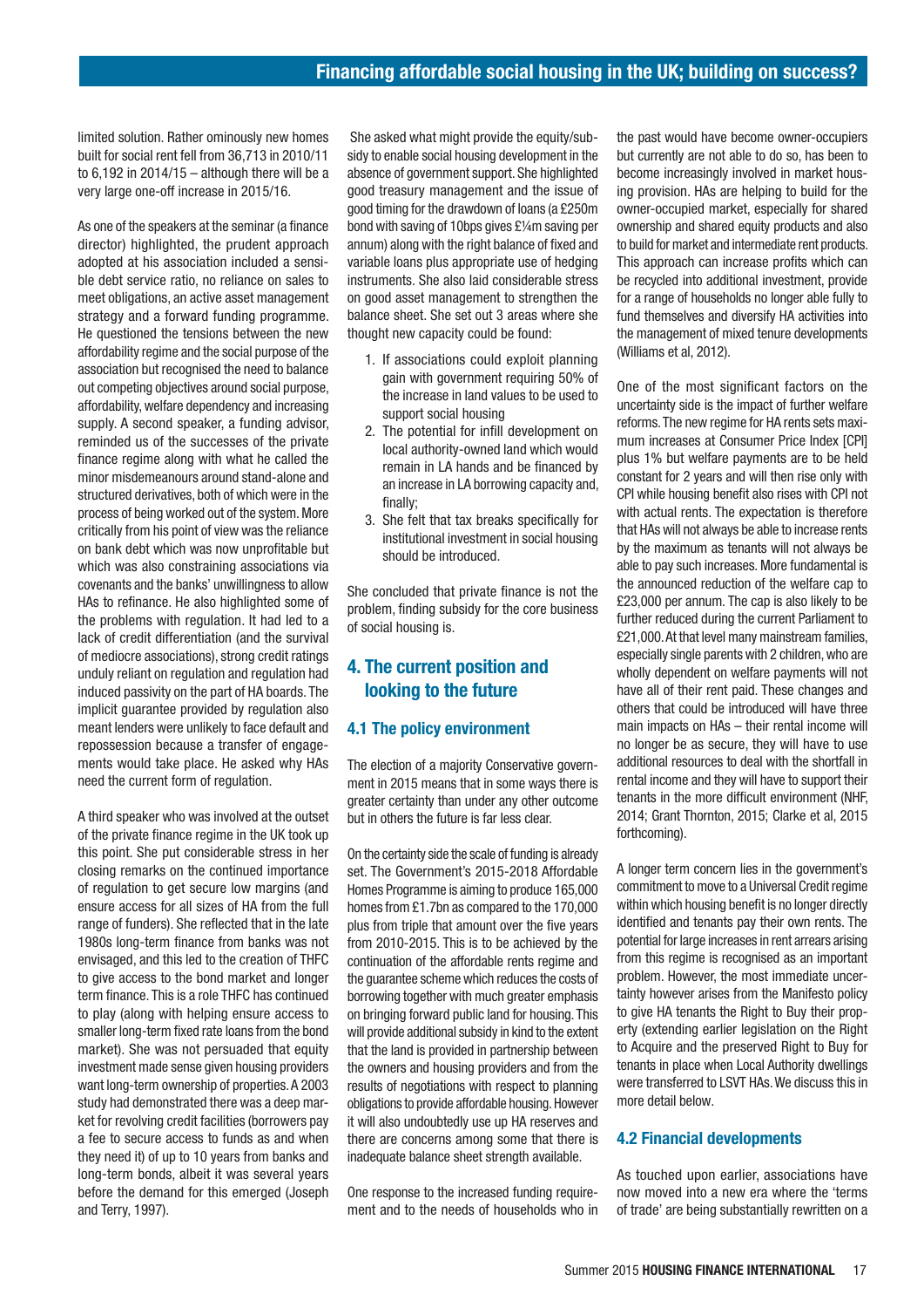limited solution. Rather ominously new homes built for social rent fell from 36,713 in 2010/11 to 6,192 in 2014/15 – although there will be a very large one-off increase in 2015/16.

As one of the speakers at the seminar (a finance director) highlighted, the prudent approach adopted at his association included a sensible debt service ratio, no reliance on sales to meet obligations, an active asset management strategy and a forward funding programme. He questioned the tensions between the new affordability regime and the social purpose of the association but recognised the need to balance out competing objectives around social purpose, affordability, welfare dependency and increasing supply. A second speaker, a funding advisor, reminded us of the successes of the private finance regime along with what he called the minor misdemeanours around stand-alone and structured derivatives, both of which were in the process of being worked out of the system. More critically from his point of view was the reliance on bank debt which was now unprofitable but which was also constraining associations via covenants and the banks' unwillingness to allow HAs to refinance. He also highlighted some of the problems with regulation. It had led to a lack of credit differentiation (and the survival of mediocre associations), strong credit ratings unduly reliant on regulation and regulation had induced passivity on the part of HA boards. The implicit guarantee provided by regulation also meant lenders were unlikely to face default and repossession because a transfer of engagements would take place. He asked why HAs need the current form of regulation.

A third speaker who was involved at the outset of the private finance regime in the UK took up this point. She put considerable stress in her closing remarks on the continued importance of regulation to get secure low margins (and ensure access for all sizes of HA from the full range of funders). She reflected that in the late 1980s long-term finance from banks was not envisaged, and this led to the creation of THFC to give access to the bond market and longer term finance. This is a role THFC has continued to play (along with helping ensure access to smaller long-term fixed rate loans from the bond market). She was not persuaded that equity investment made sense given housing providers want long-term ownership of properties. A 2003 study had demonstrated there was a deep market for revolving credit facilities (borrowers pay a fee to secure access to funds as and when they need it) of up to 10 years from banks and long-term bonds, albeit it was several years before the demand for this emerged (Joseph and Terry, 1997).

She asked what might provide the equity/subsidy to enable social housing development in the absence of government support. She highlighted good treasury management and the issue of good timing for the drawdown of loans (a £250m bond with saving of 10bps gives £¼m saving per annum) along with the right balance of fixed and variable loans plus appropriate use of hedging instruments. She also laid considerable stress on good asset management to strengthen the balance sheet. She set out 3 areas where she thought new capacity could be found:

1. If associations could exploit planning gain with government requiring 50% of the increase in land values to be used to support social housing
2. The potential for infill development on local authority-owned land which would remain in LA hands and be financed by an increase in LA borrowing capacity and, finally;
3. She felt that tax breaks specifically for institutional investment in social housing should be introduced.

She concluded that private finance is not the problem, finding subsidy for the core business of social housing is.

## 4. The current position and looking to the future

### 4.1 The policy environment

The election of a majority Conservative government in 2015 means that in some ways there is greater certainty than under any other outcome but in others the future is far less clear.

On the certainty side the scale of funding is already set. The Government's 2015-2018 Affordable Homes Programme is aiming to produce 165,000 homes from £1.7bn as compared to the 170,000 plus from triple that amount over the five years from 2010-2015. This is to be achieved by the continuation of the affordable rents regime and the guarantee scheme which reduces the costs of borrowing together with much greater emphasis on bringing forward public land for housing. This will provide additional subsidy in kind to the extent that the land is provided in partnership between the owners and housing providers and from the results of negotiations with respect to planning obligations to provide affordable housing. However it will also undoubtedly use up HA reserves and there are concerns among some that there is inadequate balance sheet strength available.

One response to the increased funding requirement and to the needs of households who in the past would have become owner-occupiers but currently are not able to do so, has been to become increasingly involved in market housing provision. HAs are helping to build for the owner-occupied market, especially for shared ownership and shared equity products and also to build for market and intermediate rent products. This approach can increase profits which can be recycled into additional investment, provide for a range of households no longer able fully to fund themselves and diversify HA activities into the management of mixed tenure developments (Williams et al, 2012).

One of the most significant factors on the uncertainty side is the impact of further welfare reforms. The new regime for HA rents sets maximum increases at Consumer Price Index [CPI] plus 1% but welfare payments are to be held constant for 2 years and will then rise only with CPI while housing benefit also rises with CPI not with actual rents. The expectation is therefore that HAs will not always be able to increase rents by the maximum as tenants will not always be able to pay such increases. More fundamental is the announced reduction of the welfare cap to £23,000 per annum. The cap is also likely to be further reduced during the current Parliament to £21,000. At that level many mainstream families, especially single parents with 2 children, who are wholly dependent on welfare payments will not have all of their rent paid. These changes and others that could be introduced will have three main impacts on HAs – their rental income will no longer be as secure, they will have to use additional resources to deal with the shortfall in rental income and they will have to support their tenants in the more difficult environment (NHF, 2014; Grant Thornton, 2015; Clarke et al, 2015 forthcoming).

A longer term concern lies in the government's commitment to move to a Universal Credit regime within which housing benefit is no longer directly identified and tenants pay their own rents. The potential for large increases in rent arrears arising from this regime is recognised as an important problem. However, the most immediate uncertainty however arises from the Manifesto policy to give HA tenants the Right to Buy their property (extending earlier legislation on the Right to Acquire and the preserved Right to Buy for tenants in place when Local Authority dwellings were transferred to LSVT HAs. We discuss this in more detail below.

### 4.2 Financial developments

As touched upon earlier, associations have now moved into a new era where the 'terms of trade' are being substantially rewritten on a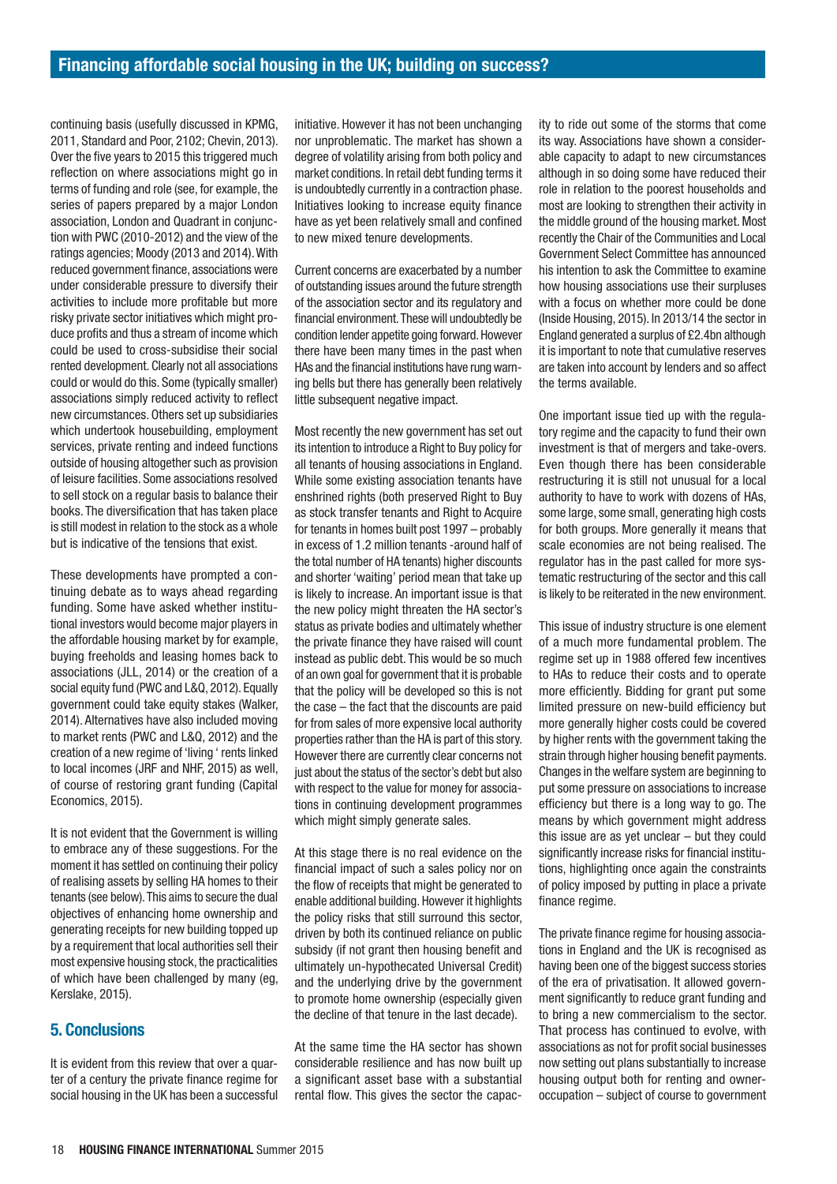continuing basis (usefully discussed in KPMG, 2011, Standard and Poor, 2102; Chevin, 2013). Over the five years to 2015 this triggered much reflection on where associations might go in terms of funding and role (see, for example, the series of papers prepared by a major London association, London and Quadrant in conjunction with PWC (2010-2012) and the view of the ratings agencies; Moody (2013 and 2014). With reduced government finance, associations were under considerable pressure to diversify their activities to include more profitable but more risky private sector initiatives which might produce profits and thus a stream of income which could be used to cross-subsidise their social rented development. Clearly not all associations could or would do this. Some (typically smaller) associations simply reduced activity to reflect new circumstances. Others set up subsidiaries which undertook housebuilding, employment services, private renting and indeed functions outside of housing altogether such as provision of leisure facilities. Some associations resolved to sell stock on a regular basis to balance their books. The diversification that has taken place is still modest in relation to the stock as a whole but is indicative of the tensions that exist.

These developments have prompted a continuing debate as to ways ahead regarding funding. Some have asked whether institutional investors would become major players in the affordable housing market by for example, buying freeholds and leasing homes back to associations (JLL, 2014) or the creation of a social equity fund (PWC and L&Q, 2012). Equally government could take equity stakes (Walker, 2014). Alternatives have also included moving to market rents (PWC and L&Q, 2012) and the creation of a new regime of 'living ' rents linked to local incomes (JRF and NHF, 2015) as well, of course of restoring grant funding (Capital Economics, 2015).

It is not evident that the Government is willing to embrace any of these suggestions. For the moment it has settled on continuing their policy of realising assets by selling HA homes to their tenants (see below). This aims to secure the dual objectives of enhancing home ownership and generating receipts for new building topped up by a requirement that local authorities sell their most expensive housing stock, the practicalities of which have been challenged by many (eg, Kerslake, 2015).

## 5. Conclusions

It is evident from this review that over a quarter of a century the private finance regime for social housing in the UK has been a successful initiative. However it has not been unchanging nor unproblematic. The market has shown a degree of volatility arising from both policy and market conditions. In retail debt funding terms it is undoubtedly currently in a contraction phase. Initiatives looking to increase equity finance have as yet been relatively small and confined to new mixed tenure developments.

Current concerns are exacerbated by a number of outstanding issues around the future strength of the association sector and its regulatory and financial environment. These will undoubtedly be condition lender appetite going forward. However there have been many times in the past when HAs and the financial institutions have rung warning bells but there has generally been relatively little subsequent negative impact.

Most recently the new government has set out its intention to introduce a Right to Buy policy for all tenants of housing associations in England. While some existing association tenants have enshrined rights (both preserved Right to Buy as stock transfer tenants and Right to Acquire for tenants in homes built post 1997 – probably in excess of 1.2 million tenants -around half of the total number of HA tenants) higher discounts and shorter 'waiting' period mean that take up is likely to increase. An important issue is that the new policy might threaten the HA sector's status as private bodies and ultimately whether the private finance they have raised will count instead as public debt. This would be so much of an own goal for government that it is probable that the policy will be developed so this is not the case – the fact that the discounts are paid for from sales of more expensive local authority properties rather than the HA is part of this story. However there are currently clear concerns not just about the status of the sector's debt but also with respect to the value for money for associations in continuing development programmes which might simply generate sales.

At this stage there is no real evidence on the financial impact of such a sales policy nor on the flow of receipts that might be generated to enable additional building. However it highlights the policy risks that still surround this sector, driven by both its continued reliance on public subsidy (if not grant then housing benefit and ultimately un-hypothecated Universal Credit) and the underlying drive by the government to promote home ownership (especially given the decline of that tenure in the last decade).

At the same time the HA sector has shown considerable resilience and has now built up a significant asset base with a substantial rental flow. This gives the sector the capacity to ride out some of the storms that come its way. Associations have shown a considerable capacity to adapt to new circumstances although in so doing some have reduced their role in relation to the poorest households and most are looking to strengthen their activity in the middle ground of the housing market. Most recently the Chair of the Communities and Local Government Select Committee has announced his intention to ask the Committee to examine how housing associations use their surpluses with a focus on whether more could be done (Inside Housing, 2015). In 2013/14 the sector in England generated a surplus of £2.4bn although it is important to note that cumulative reserves are taken into account by lenders and so affect the terms available.

One important issue tied up with the regulatory regime and the capacity to fund their own investment is that of mergers and take-overs. Even though there has been considerable restructuring it is still not unusual for a local authority to have to work with dozens of HAs, some large, some small, generating high costs for both groups. More generally it means that scale economies are not being realised. The regulator has in the past called for more systematic restructuring of the sector and this call is likely to be reiterated in the new environment.

This issue of industry structure is one element of a much more fundamental problem. The regime set up in 1988 offered few incentives to HAs to reduce their costs and to operate more efficiently. Bidding for grant put some limited pressure on new-build efficiency but more generally higher costs could be covered by higher rents with the government taking the strain through higher housing benefit payments. Changes in the welfare system are beginning to put some pressure on associations to increase efficiency but there is a long way to go. The means by which government might address this issue are as yet unclear – but they could significantly increase risks for financial institutions, highlighting once again the constraints of policy imposed by putting in place a private finance regime.

The private finance regime for housing associations in England and the UK is recognised as having been one of the biggest success stories of the era of privatisation. It allowed government significantly to reduce grant funding and to bring a new commercialism to the sector. That process has continued to evolve, with associations as not for profit social businesses now setting out plans substantially to increase housing output both for renting and owner-occupation – subject of course to government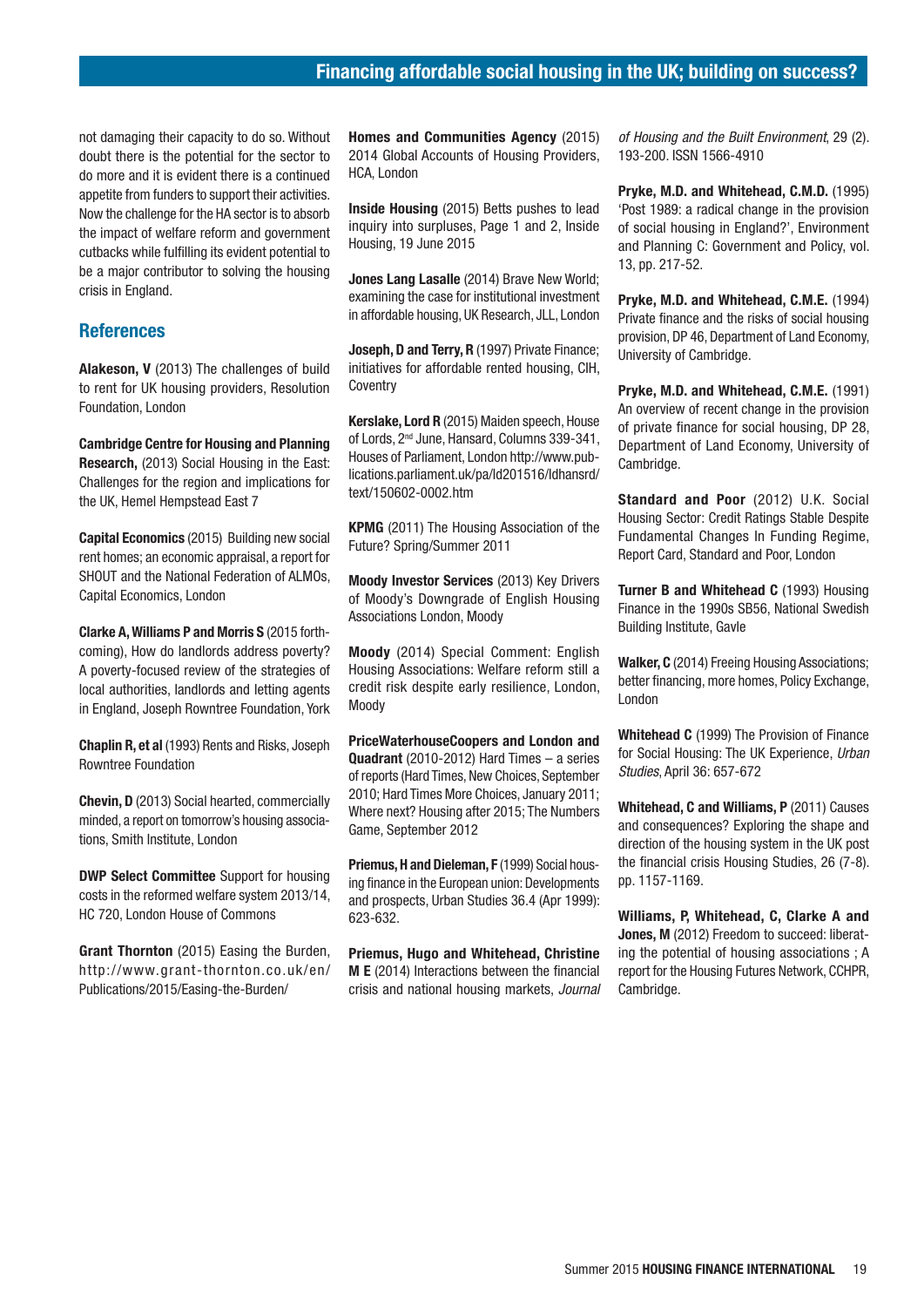not damaging their capacity to do so. Without doubt there is the potential for the sector to do more and it is evident there is a continued appetite from funders to support their activities. Now the challenge for the HA sector is to absorb the impact of welfare reform and government cutbacks while fulfilling its evident potential to be a major contributor to solving the housing crisis in England.

## References

**Alakeson, V** (2013) The challenges of build to rent for UK housing providers, Resolution Foundation, London

**Cambridge Centre for Housing and Planning Research,** (2013) Social Housing in the East: Challenges for the region and implications for the UK, Hemel Hempstead East 7

**Capital Economics** (2015) Building new social rent homes; an economic appraisal, a report for SHOUT and the National Federation of ALMOs, Capital Economics, London

**Clarke A, Williams P and Morris S** (2015 forthcoming), How do landlords address poverty? A poverty-focused review of the strategies of local authorities, landlords and letting agents in England, Joseph Rowntree Foundation, York

**Chaplin R, et al** (1993) Rents and Risks, Joseph Rowntree Foundation

**Chevin, D** (2013) Social hearted, commercially minded, a report on tomorrow's housing associations, Smith Institute, London

**DWP Select Committee** Support for housing costs in the reformed welfare system 2013/14, HC 720, London House of Commons

**Grant Thornton** (2015) Easing the Burden, http://www.grant-thornton.co.uk/en/Publications/2015/Easing-the-Burden/

**Homes and Communities Agency** (2015) 2014 Global Accounts of Housing Providers, HCA, London

**Inside Housing** (2015) Betts pushes to lead inquiry into surpluses, Page 1 and 2, Inside Housing, 19 June 2015

**Jones Lang Lasalle** (2014) Brave New World; examining the case for institutional investment in affordable housing, UK Research, JLL, London

**Joseph, D and Terry, R** (1997) Private Finance; initiatives for affordable rented housing, CIH, Coventry

**Kerslake, Lord R** (2015) Maiden speech, House of Lords, 2nd June, Hansard, Columns 339-341, Houses of Parliament, London http://www.publications.parliament.uk/pa/ld201516/ldhansrd/text/150602-0002.htm

**KPMG** (2011) The Housing Association of the Future? Spring/Summer 2011

**Moody Investor Services** (2013) Key Drivers of Moody's Downgrade of English Housing Associations London, Moody

**Moody** (2014) Special Comment: English Housing Associations: Welfare reform still a credit risk despite early resilience, London, Moody

**PriceWaterhouseCoopers and London and Quadrant** (2010-2012) Hard Times – a series of reports (Hard Times, New Choices, September 2010; Hard Times More Choices, January 2011; Where next? Housing after 2015; The Numbers Game, September 2012

**Priemus, H and Dieleman, F** (1999) Social housing finance in the European union: Developments and prospects, Urban Studies 36.4 (Apr 1999): 623-632.

**Priemus, Hugo and Whitehead, Christine M E** (2014) Interactions between the financial crisis and national housing markets, *Journal of Housing and the Built Environment*, 29 (2). 193-200. ISSN 1566-4910

**Pryke, M.D. and Whitehead, C.M.D.** (1995) 'Post 1989: a radical change in the provision of social housing in England?', Environment and Planning C: Government and Policy, vol. 13, pp. 217-52.

**Pryke, M.D. and Whitehead, C.M.E.** (1994) Private finance and the risks of social housing provision, DP 46, Department of Land Economy, University of Cambridge.

**Pryke, M.D. and Whitehead, C.M.E.** (1991) An overview of recent change in the provision of private finance for social housing, DP 28, Department of Land Economy, University of Cambridge.

**Standard and Poor** (2012) U.K. Social Housing Sector: Credit Ratings Stable Despite Fundamental Changes In Funding Regime, Report Card, Standard and Poor, London

**Turner B and Whitehead C** (1993) Housing Finance in the 1990s SB56, National Swedish Building Institute, Gavle

**Walker, C** (2014) Freeing Housing Associations; better financing, more homes, Policy Exchange, London

**Whitehead C** (1999) The Provision of Finance for Social Housing: The UK Experience, *Urban Studies*, April 36: 657-672

**Whitehead, C and Williams, P** (2011) Causes and consequences? Exploring the shape and direction of the housing system in the UK post the financial crisis Housing Studies, 26 (7-8). pp. 1157-1169.

**Williams, P, Whitehead, C, Clarke A and Jones, M** (2012) Freedom to succeed: liberating the potential of housing associations ; A report for the Housing Futures Network, CCHPR, Cambridge.